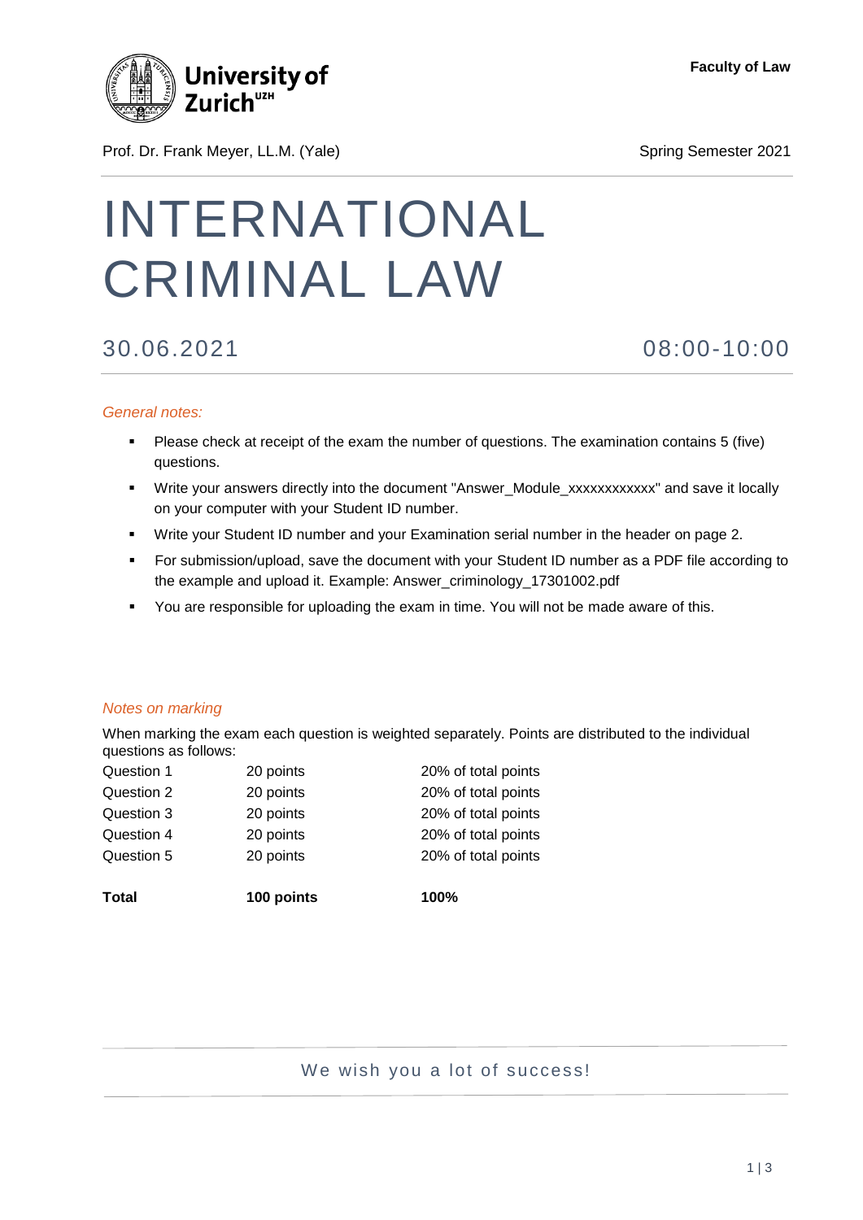University of Zurich[UZH]

**Faculty of Law**

Prof. Dr. Frank Meyer, LL.M. (Yale)

Spring Semester 2021

# INTERNATIONAL CRIMINAL LAW

## 30.06.2021 08:00-10:00

*General notes:*

- Please check at receipt of the exam the number of questions. The examination contains 5 (five) questions.
- Write your answers directly into the document "Answer_Module_xxxxxxxxxxxx" and save it locally on your computer with your Student ID number.
- Write your Student ID number and your Examination serial number in the header on page 2.
- For submission/upload, save the document with your Student ID number as a PDF file according to the example and upload it. Example: Answer_criminology_17301002.pdf
- You are responsible for uploading the exam in time. You will not be made aware of this.

*Notes on marking*

When marking the exam each question is weighted separately. Points are distributed to the individual questions as follows:

| | | |
|---|---|---|
| Question 1 | 20 points | 20% of total points |
| Question 2 | 20 points | 20% of total points |
| Question 3 | 20 points | 20% of total points |
| Question 4 | 20 points | 20% of total points |
| Question 5 | 20 points | 20% of total points |
| **Total** | **100 points** | **100%** |

We wish you a lot of success!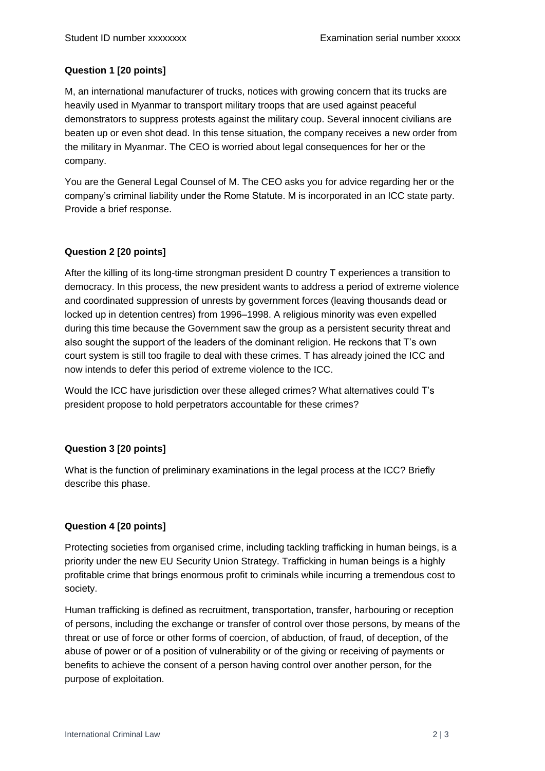Student ID number xxxxxxxx Examination serial number xxxxx

**Question 1 [20 points]**

M, an international manufacturer of trucks, notices with growing concern that its trucks are heavily used in Myanmar to transport military troops that are used against peaceful demonstrators to suppress protests against the military coup. Several innocent civilians are beaten up or even shot dead. In this tense situation, the company receives a new order from the military in Myanmar. The CEO is worried about legal consequences for her or the company.

You are the General Legal Counsel of M. The CEO asks you for advice regarding her or the company's criminal liability under the Rome Statute. M is incorporated in an ICC state party. Provide a brief response.

**Question 2 [20 points]**

After the killing of its long-time strongman president D country T experiences a transition to democracy. In this process, the new president wants to address a period of extreme violence and coordinated suppression of unrests by government forces (leaving thousands dead or locked up in detention centres) from 1996–1998. A religious minority was even expelled during this time because the Government saw the group as a persistent security threat and also sought the support of the leaders of the dominant religion. He reckons that T's own court system is still too fragile to deal with these crimes. T has already joined the ICC and now intends to defer this period of extreme violence to the ICC.

Would the ICC have jurisdiction over these alleged crimes? What alternatives could T's president propose to hold perpetrators accountable for these crimes?

**Question 3 [20 points]**

What is the function of preliminary examinations in the legal process at the ICC? Briefly describe this phase.

**Question 4 [20 points]**

Protecting societies from organised crime, including tackling trafficking in human beings, is a priority under the new EU Security Union Strategy. Trafficking in human beings is a highly profitable crime that brings enormous profit to criminals while incurring a tremendous cost to society.

Human trafficking is defined as recruitment, transportation, transfer, harbouring or reception of persons, including the exchange or transfer of control over those persons, by means of the threat or use of force or other forms of coercion, of abduction, of fraud, of deception, of the abuse of power or of a position of vulnerability or of the giving or receiving of payments or benefits to achieve the consent of a person having control over another person, for the purpose of exploitation.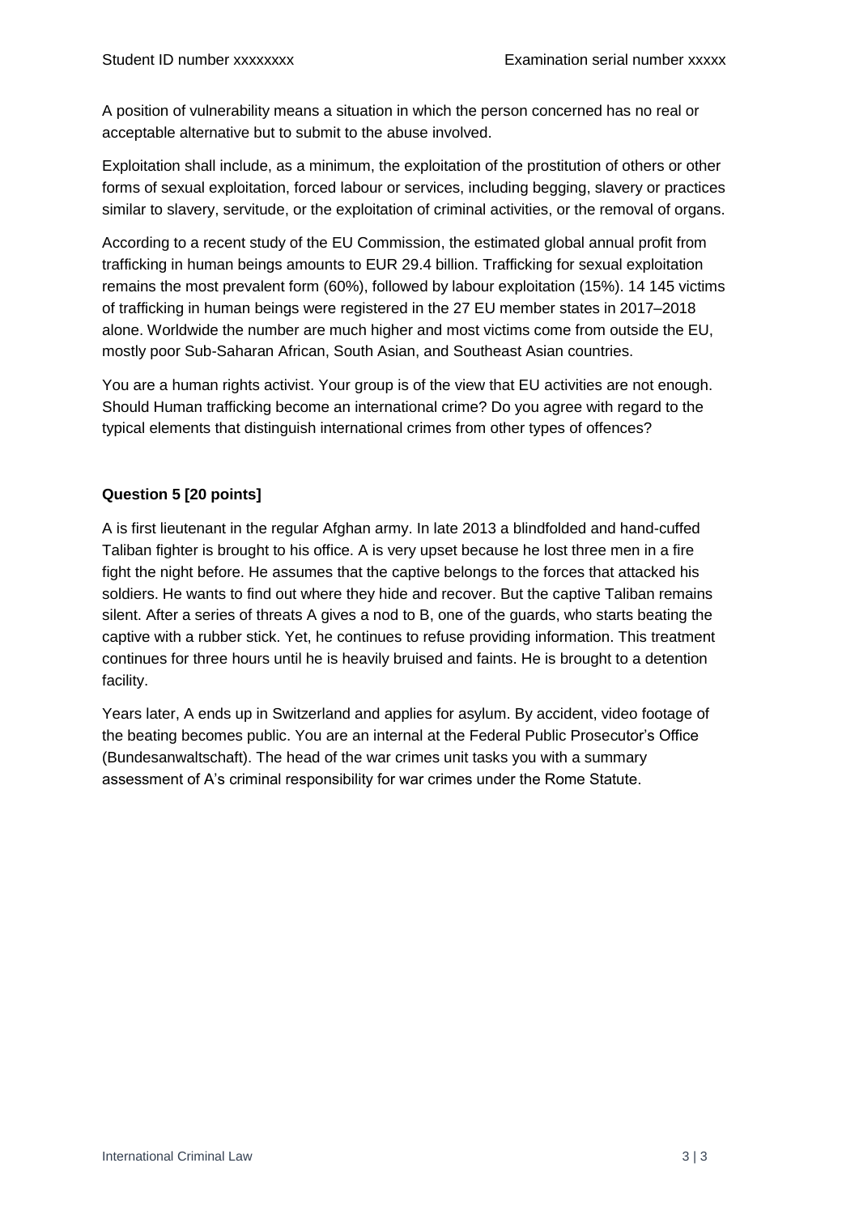A position of vulnerability means a situation in which the person concerned has no real or acceptable alternative but to submit to the abuse involved.

Exploitation shall include, as a minimum, the exploitation of the prostitution of others or other forms of sexual exploitation, forced labour or services, including begging, slavery or practices similar to slavery, servitude, or the exploitation of criminal activities, or the removal of organs.

According to a recent study of the EU Commission, the estimated global annual profit from trafficking in human beings amounts to EUR 29.4 billion. Trafficking for sexual exploitation remains the most prevalent form (60%), followed by labour exploitation (15%). 14 145 victims of trafficking in human beings were registered in the 27 EU member states in 2017–2018 alone. Worldwide the number are much higher and most victims come from outside the EU, mostly poor Sub-Saharan African, South Asian, and Southeast Asian countries.

You are a human rights activist. Your group is of the view that EU activities are not enough. Should Human trafficking become an international crime? Do you agree with regard to the typical elements that distinguish international crimes from other types of offences?

**Question 5 [20 points]**

A is first lieutenant in the regular Afghan army. In late 2013 a blindfolded and hand-cuffed Taliban fighter is brought to his office. A is very upset because he lost three men in a fire fight the night before. He assumes that the captive belongs to the forces that attacked his soldiers. He wants to find out where they hide and recover. But the captive Taliban remains silent. After a series of threats A gives a nod to B, one of the guards, who starts beating the captive with a rubber stick. Yet, he continues to refuse providing information. This treatment continues for three hours until he is heavily bruised and faints. He is brought to a detention facility.

Years later, A ends up in Switzerland and applies for asylum. By accident, video footage of the beating becomes public. You are an internal at the Federal Public Prosecutor's Office (Bundesanwaltschaft). The head of the war crimes unit tasks you with a summary assessment of A's criminal responsibility for war crimes under the Rome Statute.